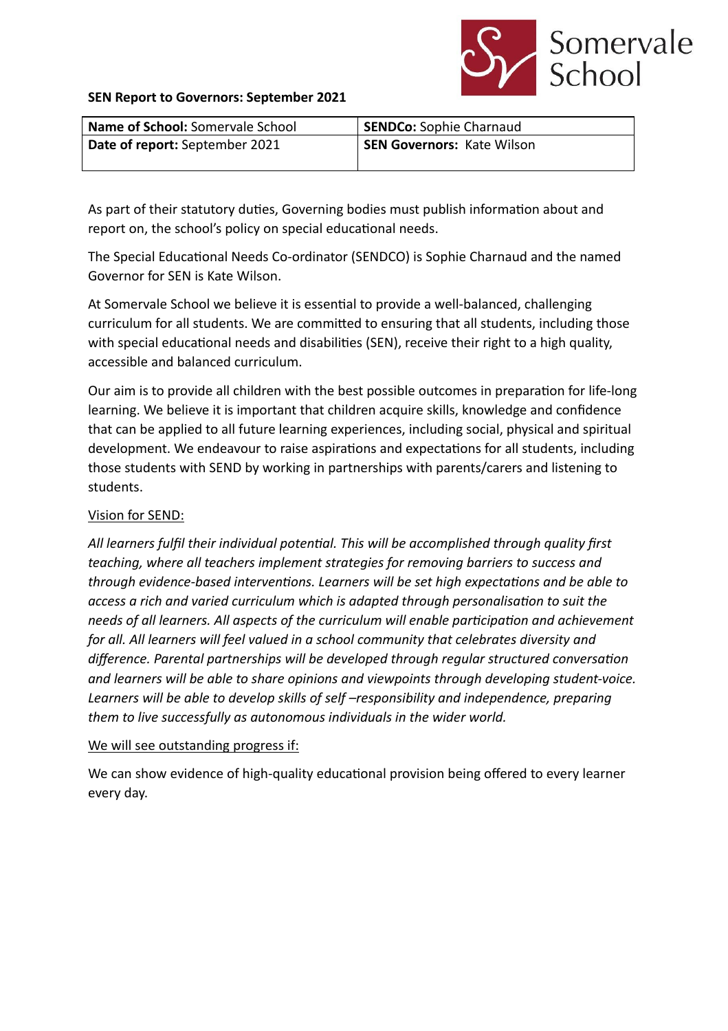Somervale School

**SEN Report to Governors: September 2021**

| **Name of School:** Somervale School | **SENDCo:** Sophie Charnaud |
|---|---|
| **Date of report:** September 2021 | **SEN Governors:** Kate Wilson |

As part of their statutory duties, Governing bodies must publish information about and report on, the school's policy on special educational needs.

The Special Educational Needs Co-ordinator (SENDCO) is Sophie Charnaud and the named Governor for SEN is Kate Wilson.

At Somervale School we believe it is essential to provide a well-balanced, challenging curriculum for all students. We are committed to ensuring that all students, including those with special educational needs and disabilities (SEN), receive their right to a high quality, accessible and balanced curriculum.

Our aim is to provide all children with the best possible outcomes in preparation for life-long learning. We believe it is important that children acquire skills, knowledge and confidence that can be applied to all future learning experiences, including social, physical and spiritual development. We endeavour to raise aspirations and expectations for all students, including those students with SEND by working in partnerships with parents/carers and listening to students.

<u>Vision for SEND:</u>

*All learners fulfil their individual potential. This will be accomplished through quality first teaching, where all teachers implement strategies for removing barriers to success and through evidence-based interventions. Learners will be set high expectations and be able to access a rich and varied curriculum which is adapted through personalisation to suit the needs of all learners. All aspects of the curriculum will enable participation and achievement for all. All learners will feel valued in a school community that celebrates diversity and difference. Parental partnerships will be developed through regular structured conversation and learners will be able to share opinions and viewpoints through developing student-voice. Learners will be able to develop skills of self –responsibility and independence, preparing them to live successfully as autonomous individuals in the wider world.*

<u>We will see outstanding progress if:</u>

We can show evidence of high-quality educational provision being offered to every learner every day.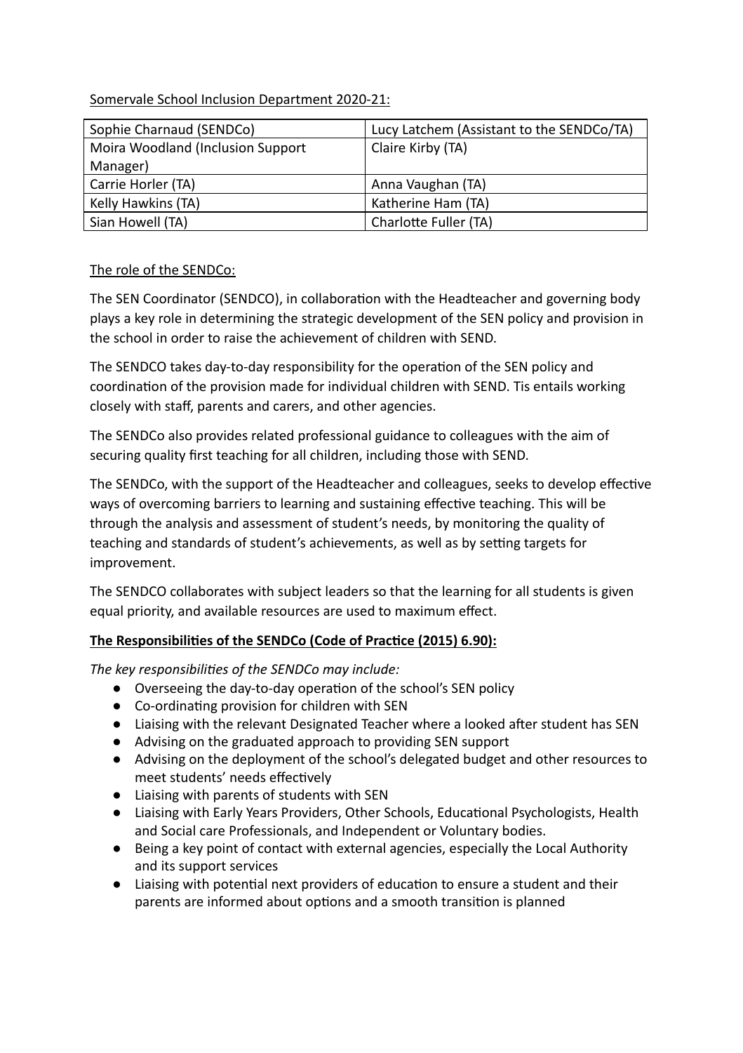Somervale School Inclusion Department 2020-21:

| Sophie Charnaud (SENDCo) | Lucy Latchem (Assistant to the SENDCo/TA) |
|---|---|
| Moira Woodland (Inclusion Support Manager) | Claire Kirby (TA) |
| Carrie Horler (TA) | Anna Vaughan (TA) |
| Kelly Hawkins (TA) | Katherine Ham (TA) |
| Sian Howell (TA) | Charlotte Fuller (TA) |

The role of the SENDCo:

The SEN Coordinator (SENDCO), in collaboration with the Headteacher and governing body plays a key role in determining the strategic development of the SEN policy and provision in the school in order to raise the achievement of children with SEND.

The SENDCO takes day-to-day responsibility for the operation of the SEN policy and coordination of the provision made for individual children with SEND. Tis entails working closely with staff, parents and carers, and other agencies.

The SENDCo also provides related professional guidance to colleagues with the aim of securing quality first teaching for all children, including those with SEND.

The SENDCo, with the support of the Headteacher and colleagues, seeks to develop effective ways of overcoming barriers to learning and sustaining effective teaching. This will be through the analysis and assessment of student's needs, by monitoring the quality of teaching and standards of student's achievements, as well as by setting targets for improvement.

The SENDCO collaborates with subject leaders so that the learning for all students is given equal priority, and available resources are used to maximum effect.

**The Responsibilities of the SENDCo (Code of Practice (2015) 6.90):**

*The key responsibilities of the SENDCo may include:*

- Overseeing the day-to-day operation of the school's SEN policy
- Co-ordinating provision for children with SEN
- Liaising with the relevant Designated Teacher where a looked after student has SEN
- Advising on the graduated approach to providing SEN support
- Advising on the deployment of the school's delegated budget and other resources to meet students' needs effectively
- Liaising with parents of students with SEN
- Liaising with Early Years Providers, Other Schools, Educational Psychologists, Health and Social care Professionals, and Independent or Voluntary bodies.
- Being a key point of contact with external agencies, especially the Local Authority and its support services
- Liaising with potential next providers of education to ensure a student and their parents are informed about options and a smooth transition is planned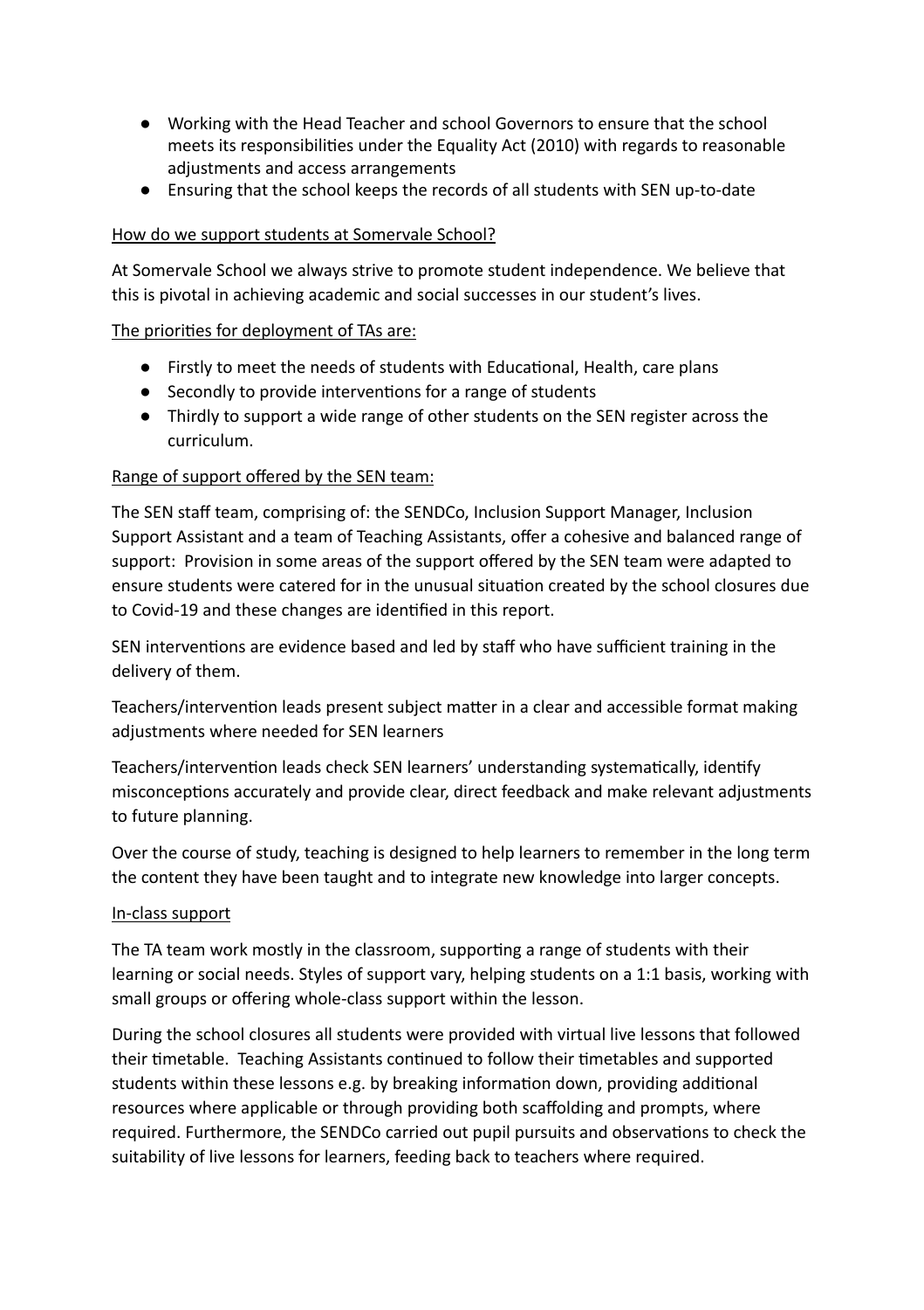- Working with the Head Teacher and school Governors to ensure that the school meets its responsibilities under the Equality Act (2010) with regards to reasonable adjustments and access arrangements
- Ensuring that the school keeps the records of all students with SEN up-to-date

<u>How do we support students at Somervale School?</u>

At Somervale School we always strive to promote student independence. We believe that this is pivotal in achieving academic and social successes in our student's lives.

<u>The priorities for deployment of TAs are:</u>

- Firstly to meet the needs of students with Educational, Health, care plans
- Secondly to provide interventions for a range of students
- Thirdly to support a wide range of other students on the SEN register across the curriculum.

<u>Range of support offered by the SEN team:</u>

The SEN staff team, comprising of: the SENDCo, Inclusion Support Manager, Inclusion Support Assistant and a team of Teaching Assistants, offer a cohesive and balanced range of support: Provision in some areas of the support offered by the SEN team were adapted to ensure students were catered for in the unusual situation created by the school closures due to Covid-19 and these changes are identified in this report.

SEN interventions are evidence based and led by staff who have sufficient training in the delivery of them.

Teachers/intervention leads present subject matter in a clear and accessible format making adjustments where needed for SEN learners

Teachers/intervention leads check SEN learners' understanding systematically, identify misconceptions accurately and provide clear, direct feedback and make relevant adjustments to future planning.

Over the course of study, teaching is designed to help learners to remember in the long term the content they have been taught and to integrate new knowledge into larger concepts.

<u>In-class support</u>

The TA team work mostly in the classroom, supporting a range of students with their learning or social needs. Styles of support vary, helping students on a 1:1 basis, working with small groups or offering whole-class support within the lesson.

During the school closures all students were provided with virtual live lessons that followed their timetable. Teaching Assistants continued to follow their timetables and supported students within these lessons e.g. by breaking information down, providing additional resources where applicable or through providing both scaffolding and prompts, where required. Furthermore, the SENDCo carried out pupil pursuits and observations to check the suitability of live lessons for learners, feeding back to teachers where required.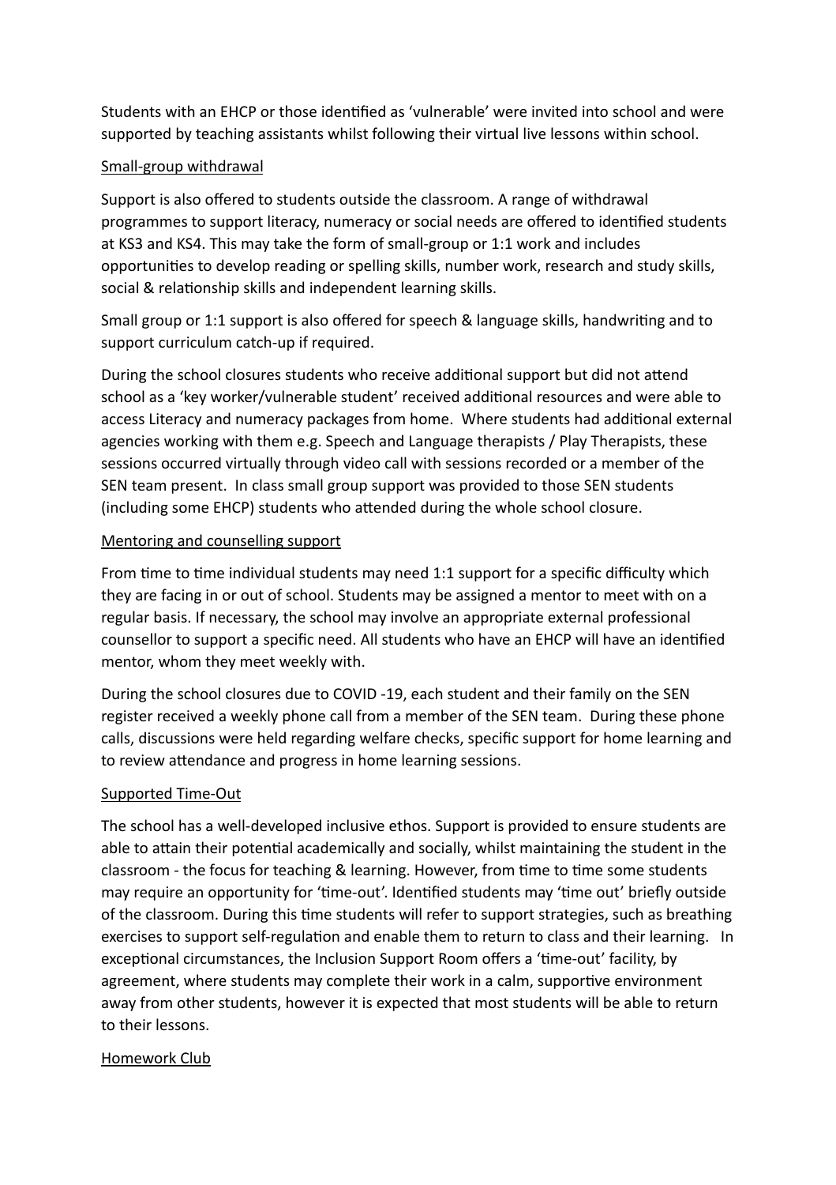Students with an EHCP or those identified as 'vulnerable' were invited into school and were supported by teaching assistants whilst following their virtual live lessons within school.

<u>Small-group withdrawal</u>

Support is also offered to students outside the classroom. A range of withdrawal programmes to support literacy, numeracy or social needs are offered to identified students at KS3 and KS4. This may take the form of small-group or 1:1 work and includes opportunities to develop reading or spelling skills, number work, research and study skills, social & relationship skills and independent learning skills.

Small group or 1:1 support is also offered for speech & language skills, handwriting and to support curriculum catch-up if required.

During the school closures students who receive additional support but did not attend school as a 'key worker/vulnerable student' received additional resources and were able to access Literacy and numeracy packages from home. Where students had additional external agencies working with them e.g. Speech and Language therapists / Play Therapists, these sessions occurred virtually through video call with sessions recorded or a member of the SEN team present. In class small group support was provided to those SEN students (including some EHCP) students who attended during the whole school closure.

<u>Mentoring and counselling support</u>

From time to time individual students may need 1:1 support for a specific difficulty which they are facing in or out of school. Students may be assigned a mentor to meet with on a regular basis. If necessary, the school may involve an appropriate external professional counsellor to support a specific need. All students who have an EHCP will have an identified mentor, whom they meet weekly with.

During the school closures due to COVID -19, each student and their family on the SEN register received a weekly phone call from a member of the SEN team. During these phone calls, discussions were held regarding welfare checks, specific support for home learning and to review attendance and progress in home learning sessions.

<u>Supported Time-Out</u>

The school has a well-developed inclusive ethos. Support is provided to ensure students are able to attain their potential academically and socially, whilst maintaining the student in the classroom - the focus for teaching & learning. However, from time to time some students may require an opportunity for 'time-out'. Identified students may 'time out' briefly outside of the classroom. During this time students will refer to support strategies, such as breathing exercises to support self-regulation and enable them to return to class and their learning. In exceptional circumstances, the Inclusion Support Room offers a 'time-out' facility, by agreement, where students may complete their work in a calm, supportive environment away from other students, however it is expected that most students will be able to return to their lessons.

<u>Homework Club</u>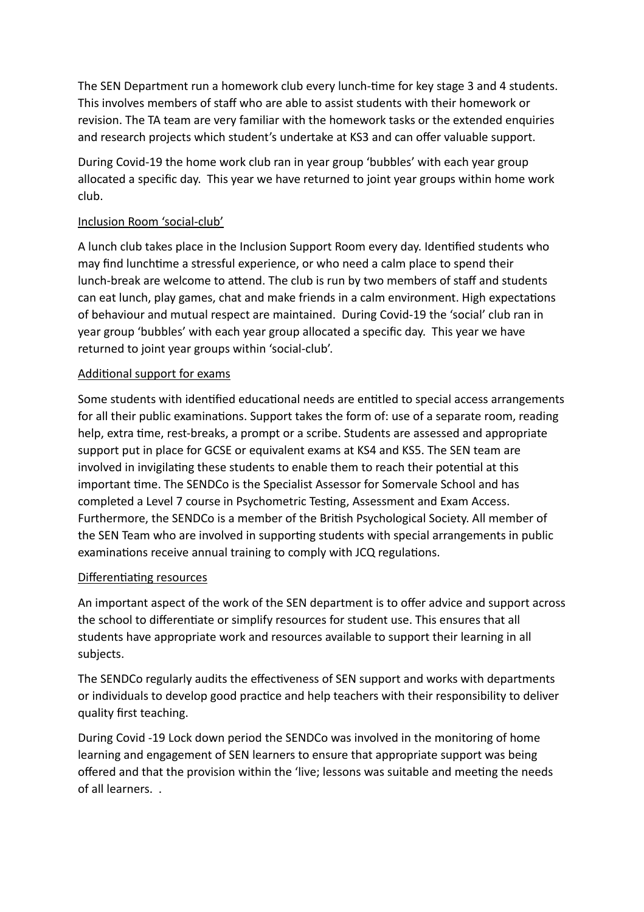The SEN Department run a homework club every lunch-time for key stage 3 and 4 students. This involves members of staff who are able to assist students with their homework or revision. The TA team are very familiar with the homework tasks or the extended enquiries and research projects which student's undertake at KS3 and can offer valuable support.

During Covid-19 the home work club ran in year group 'bubbles' with each year group allocated a specific day. This year we have returned to joint year groups within home work club.

<u>Inclusion Room 'social-club'</u>

A lunch club takes place in the Inclusion Support Room every day. Identified students who may find lunchtime a stressful experience, or who need a calm place to spend their lunch-break are welcome to attend. The club is run by two members of staff and students can eat lunch, play games, chat and make friends in a calm environment. High expectations of behaviour and mutual respect are maintained. During Covid-19 the 'social' club ran in year group 'bubbles' with each year group allocated a specific day. This year we have returned to joint year groups within 'social-club'.

<u>Additional support for exams</u>

Some students with identified educational needs are entitled to special access arrangements for all their public examinations. Support takes the form of: use of a separate room, reading help, extra time, rest-breaks, a prompt or a scribe. Students are assessed and appropriate support put in place for GCSE or equivalent exams at KS4 and KS5. The SEN team are involved in invigilating these students to enable them to reach their potential at this important time. The SENDCo is the Specialist Assessor for Somervale School and has completed a Level 7 course in Psychometric Testing, Assessment and Exam Access. Furthermore, the SENDCo is a member of the British Psychological Society. All member of the SEN Team who are involved in supporting students with special arrangements in public examinations receive annual training to comply with JCQ regulations.

<u>Differentiating resources</u>

An important aspect of the work of the SEN department is to offer advice and support across the school to differentiate or simplify resources for student use. This ensures that all students have appropriate work and resources available to support their learning in all subjects.

The SENDCo regularly audits the effectiveness of SEN support and works with departments or individuals to develop good practice and help teachers with their responsibility to deliver quality first teaching.

During Covid -19 Lock down period the SENDCo was involved in the monitoring of home learning and engagement of SEN learners to ensure that appropriate support was being offered and that the provision within the 'live; lessons was suitable and meeting the needs of all learners. .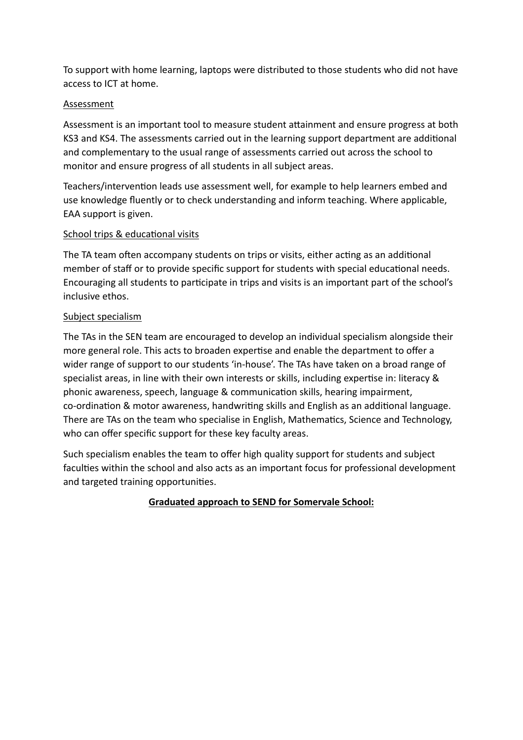To support with home learning, laptops were distributed to those students who did not have access to ICT at home.

<u>Assessment</u>

Assessment is an important tool to measure student attainment and ensure progress at both KS3 and KS4. The assessments carried out in the learning support department are additional and complementary to the usual range of assessments carried out across the school to monitor and ensure progress of all students in all subject areas.

Teachers/intervention leads use assessment well, for example to help learners embed and use knowledge fluently or to check understanding and inform teaching. Where applicable, EAA support is given.

<u>School trips & educational visits</u>

The TA team often accompany students on trips or visits, either acting as an additional member of staff or to provide specific support for students with special educational needs. Encouraging all students to participate in trips and visits is an important part of the school's inclusive ethos.

<u>Subject specialism</u>

The TAs in the SEN team are encouraged to develop an individual specialism alongside their more general role. This acts to broaden expertise and enable the department to offer a wider range of support to our students 'in-house'. The TAs have taken on a broad range of specialist areas, in line with their own interests or skills, including expertise in: literacy & phonic awareness, speech, language & communication skills, hearing impairment, co-ordination & motor awareness, handwriting skills and English as an additional language. There are TAs on the team who specialise in English, Mathematics, Science and Technology, who can offer specific support for these key faculty areas.

Such specialism enables the team to offer high quality support for students and subject faculties within the school and also acts as an important focus for professional development and targeted training opportunities.

**<u>Graduated approach to SEND for Somervale School:</u>**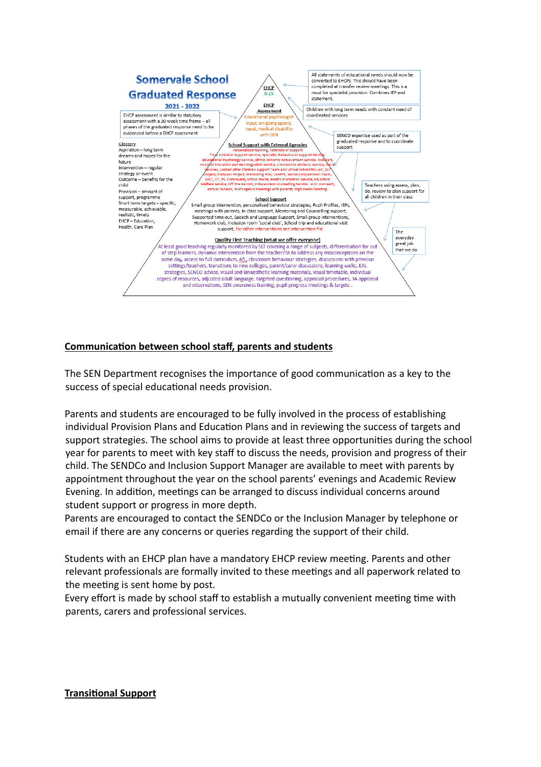# Somervale School Graduated Response

**2021 - 2022**

EHCP assessment is similar to statutory assessment with a 20 week time frame – all phases of the graduated response need to be evidenced before a EHCP assessment

Glossary
Aspiration – long term dreams and hopes for the future
Intervention – regular strategy or event
Outcome – benefits for the child
Provision – amount of support, programme
Short term targets – specific, measurable, achievable, realistic, timely
EHCP – Education, Health, Care Plan

**EHCP**
0-25

**EHCP Assessment**
Educational psychologist input, on-going agency input, medical disability with SEN

**School Support with External Agencies**
Personalised learning, Referrals or support from inclusion support service, specialist behavioural support service, Educational Psychology Service, Ethnic Minority Achievement Service- Kickstart, Hospital Education and Re-integration Service, Connexions advisory service, Social Services, Looked After Children Support Team and Virtual School for LAC, 3SP project, Compass Project, Mentoring Plus, CAMHs, Sensory Impairment Team, SALT, OT, PS, Community School Nurse, Health Promotion Service, Education Welfare Service, Off the Record, independent counselling service, ASD outreach, annual reviews, multi agency meetings with parents, High needs banding.

**School Support**
Small group intervention, personalised behaviour strategies, Pupil Profiles, IEPs, meetings with parents, In-class support, Mentoring and Counselling support, Supported time-out, Speech and Language Support, Small group interventions, Homework club, inclusion room 'social club', School trip and educational visit support, For other interventions see intervention file.

**Quality First Teaching (what we offer everyone)**
At least good teaching regularly monitored by SLT covering a range of subjects, differentiation for out of step learners, dynamic intervention from the teacher/TA to address any misconceptions on the same day, access to full curriculum, AfL, classroom behaviour strategies, discussions with previous settings/teachers, transitions to new colleges, parent/carer discussions, learning walks, EAL strategies, SENCO advice, visual and kinaesthetic learning materials, visual timetable, individual copies of resources, adjusted adult language, targeted questioning, appraisal procedures, TA appraisal and observations, SEN awareness training, pupil progress meetings & targets .

All statements of educational needs should now be converted to EHCPs. This should have been completed at transfer review meetings. This is a must for specialist provision. Combines IEP and statement.

Children with long term needs with constant need of coordinated services

SENCO expertise used as part of the graduated response and to coordinate support

Teachers using assess, plan, do, review to plan support for all children in their class

The everyday great job that we do

## Communication between school staff, parents and students

The SEN Department recognises the importance of good communication as a key to the success of special educational needs provision.

Parents and students are encouraged to be fully involved in the process of establishing individual Provision Plans and Education Plans and in reviewing the success of targets and support strategies. The school aims to provide at least three opportunities during the school year for parents to meet with key staff to discuss the needs, provision and progress of their child. The SENDCo and Inclusion Support Manager are available to meet with parents by appointment throughout the year on the school parents' evenings and Academic Review Evening. In addition, meetings can be arranged to discuss individual concerns around student support or progress in more depth.
Parents are encouraged to contact the SENDCo or the Inclusion Manager by telephone or email if there are any concerns or queries regarding the support of their child.

Students with an EHCP plan have a mandatory EHCP review meeting. Parents and other relevant professionals are formally invited to these meetings and all paperwork related to the meeting is sent home by post.
Every effort is made by school staff to establish a mutually convenient meeting time with parents, carers and professional services.

## Transitional Support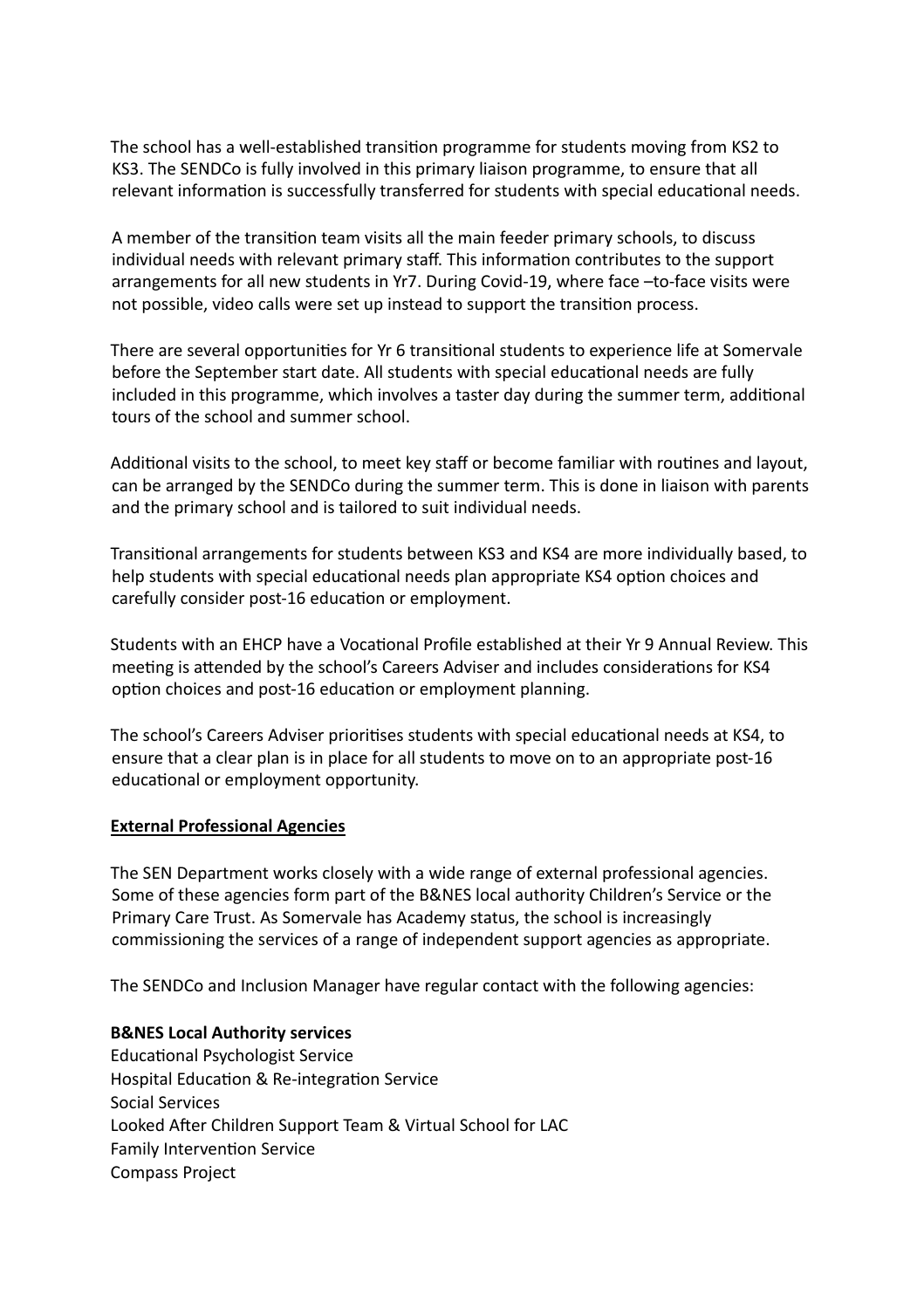The school has a well-established transition programme for students moving from KS2 to KS3. The SENDCo is fully involved in this primary liaison programme, to ensure that all relevant information is successfully transferred for students with special educational needs.

A member of the transition team visits all the main feeder primary schools, to discuss individual needs with relevant primary staff. This information contributes to the support arrangements for all new students in Yr7. During Covid-19, where face –to-face visits were not possible, video calls were set up instead to support the transition process.

There are several opportunities for Yr 6 transitional students to experience life at Somervale before the September start date. All students with special educational needs are fully included in this programme, which involves a taster day during the summer term, additional tours of the school and summer school.

Additional visits to the school, to meet key staff or become familiar with routines and layout, can be arranged by the SENDCo during the summer term. This is done in liaison with parents and the primary school and is tailored to suit individual needs.

Transitional arrangements for students between KS3 and KS4 are more individually based, to help students with special educational needs plan appropriate KS4 option choices and carefully consider post-16 education or employment.

Students with an EHCP have a Vocational Profile established at their Yr 9 Annual Review. This meeting is attended by the school's Careers Adviser and includes considerations for KS4 option choices and post-16 education or employment planning.

The school's Careers Adviser prioritises students with special educational needs at KS4, to ensure that a clear plan is in place for all students to move on to an appropriate post-16 educational or employment opportunity.

## External Professional Agencies

The SEN Department works closely with a wide range of external professional agencies. Some of these agencies form part of the B&NES local authority Children's Service or the Primary Care Trust. As Somervale has Academy status, the school is increasingly commissioning the services of a range of independent support agencies as appropriate.

The SENDCo and Inclusion Manager have regular contact with the following agencies:

**B&NES Local Authority services**

Educational Psychologist Service
Hospital Education & Re-integration Service
Social Services
Looked After Children Support Team & Virtual School for LAC
Family Intervention Service
Compass Project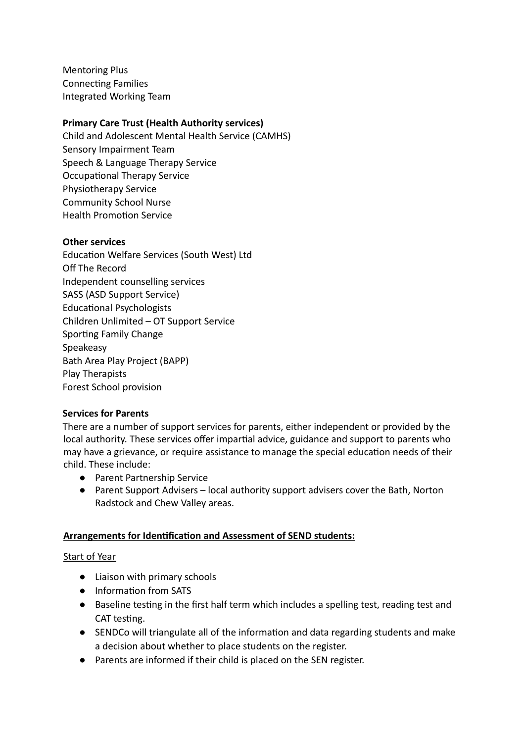Mentoring Plus
Connecting Families
Integrated Working Team

**Primary Care Trust (Health Authority services)**
Child and Adolescent Mental Health Service (CAMHS)
Sensory Impairment Team
Speech & Language Therapy Service
Occupational Therapy Service
Physiotherapy Service
Community School Nurse
Health Promotion Service

**Other services**
Education Welfare Services (South West) Ltd
Off The Record
Independent counselling services
SASS (ASD Support Service)
Educational Psychologists
Children Unlimited – OT Support Service
Sporting Family Change
Speakeasy
Bath Area Play Project (BAPP)
Play Therapists
Forest School provision

**Services for Parents**

There are a number of support services for parents, either independent or provided by the local authority. These services offer impartial advice, guidance and support to parents who may have a grievance, or require assistance to manage the special education needs of their child. These include:

- Parent Partnership Service
- Parent Support Advisers – local authority support advisers cover the Bath, Norton Radstock and Chew Valley areas.

**Arrangements for Identification and Assessment of SEND students:**

Start of Year

- Liaison with primary schools
- Information from SATS
- Baseline testing in the first half term which includes a spelling test, reading test and CAT testing.
- SENDCo will triangulate all of the information and data regarding students and make a decision about whether to place students on the register.
- Parents are informed if their child is placed on the SEN register.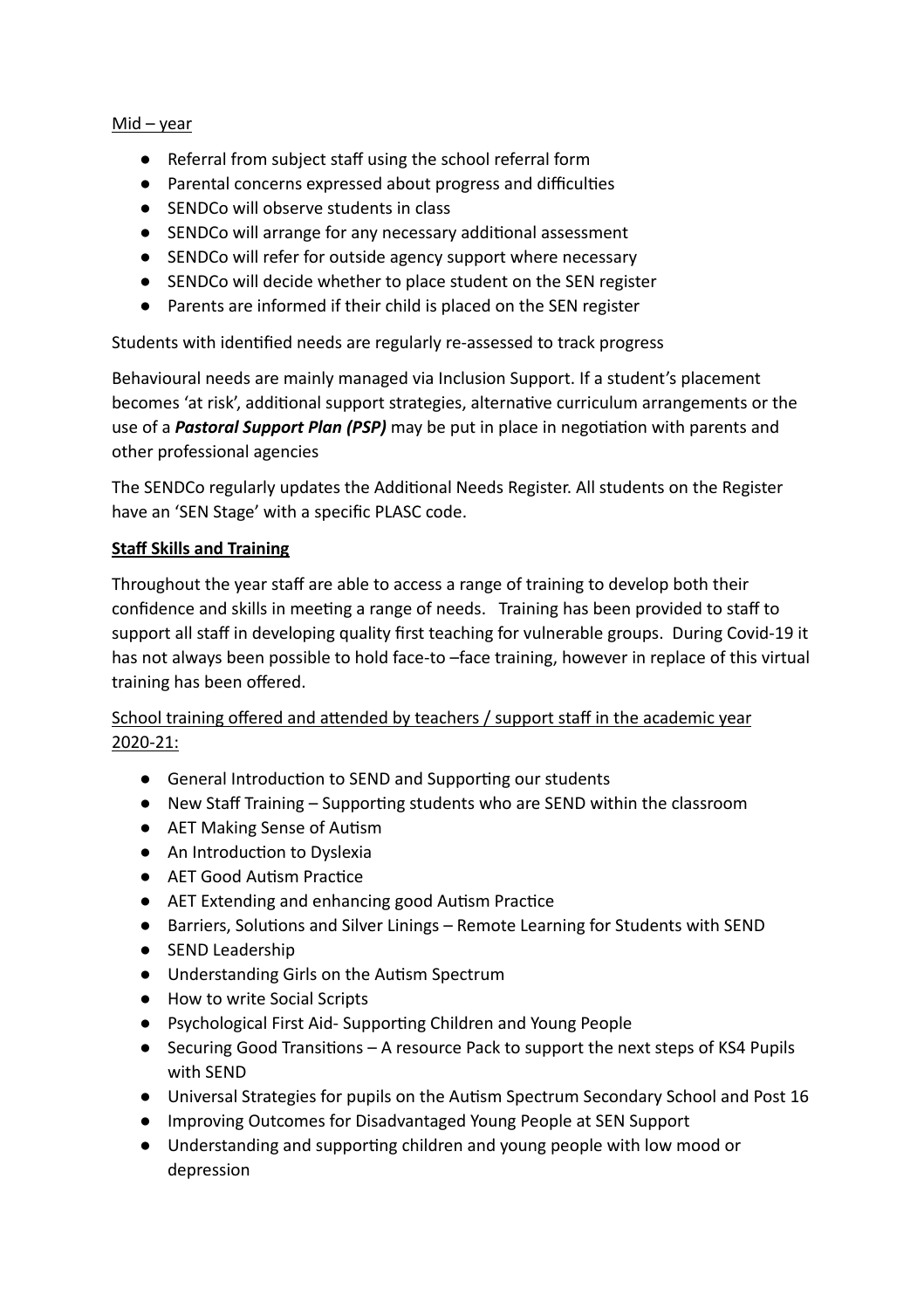Mid – year

- Referral from subject staff using the school referral form
- Parental concerns expressed about progress and difficulties
- SENDCo will observe students in class
- SENDCo will arrange for any necessary additional assessment
- SENDCo will refer for outside agency support where necessary
- SENDCo will decide whether to place student on the SEN register
- Parents are informed if their child is placed on the SEN register

Students with identified needs are regularly re-assessed to track progress

Behavioural needs are mainly managed via Inclusion Support. If a student's placement becomes 'at risk', additional support strategies, alternative curriculum arrangements or the use of a ***Pastoral Support Plan (PSP)*** may be put in place in negotiation with parents and other professional agencies

The SENDCo regularly updates the Additional Needs Register. All students on the Register have an 'SEN Stage' with a specific PLASC code.

**Staff Skills and Training**

Throughout the year staff are able to access a range of training to develop both their confidence and skills in meeting a range of needs. Training has been provided to staff to support all staff in developing quality first teaching for vulnerable groups. During Covid-19 it has not always been possible to hold face-to –face training, however in replace of this virtual training has been offered.

School training offered and attended by teachers / support staff in the academic year 2020-21:

- General Introduction to SEND and Supporting our students
- New Staff Training – Supporting students who are SEND within the classroom
- AET Making Sense of Autism
- An Introduction to Dyslexia
- AET Good Autism Practice
- AET Extending and enhancing good Autism Practice
- Barriers, Solutions and Silver Linings – Remote Learning for Students with SEND
- SEND Leadership
- Understanding Girls on the Autism Spectrum
- How to write Social Scripts
- Psychological First Aid- Supporting Children and Young People
- Securing Good Transitions – A resource Pack to support the next steps of KS4 Pupils with SEND
- Universal Strategies for pupils on the Autism Spectrum Secondary School and Post 16
- Improving Outcomes for Disadvantaged Young People at SEN Support
- Understanding and supporting children and young people with low mood or depression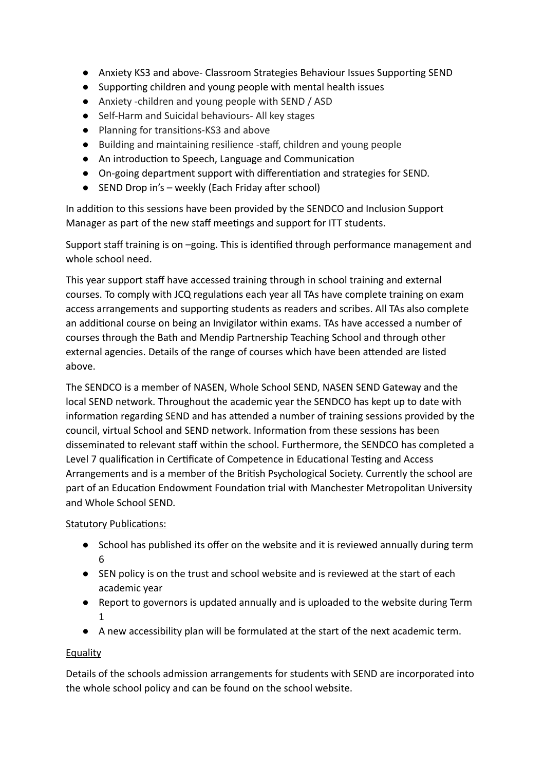- Anxiety KS3 and above- Classroom Strategies Behaviour Issues Supporting SEND
- Supporting children and young people with mental health issues
- Anxiety -children and young people with SEND / ASD
- Self-Harm and Suicidal behaviours- All key stages
- Planning for transitions-KS3 and above
- Building and maintaining resilience -staff, children and young people
- An introduction to Speech, Language and Communication
- On-going department support with differentiation and strategies for SEND.
- SEND Drop in's – weekly (Each Friday after school)

In addition to this sessions have been provided by the SENDCO and Inclusion Support Manager as part of the new staff meetings and support for ITT students.

Support staff training is on –going. This is identified through performance management and whole school need.

This year support staff have accessed training through in school training and external courses. To comply with JCQ regulations each year all TAs have complete training on exam access arrangements and supporting students as readers and scribes. All TAs also complete an additional course on being an Invigilator within exams. TAs have accessed a number of courses through the Bath and Mendip Partnership Teaching School and through other external agencies. Details of the range of courses which have been attended are listed above.

The SENDCO is a member of NASEN, Whole School SEND, NASEN SEND Gateway and the local SEND network. Throughout the academic year the SENDCO has kept up to date with information regarding SEND and has attended a number of training sessions provided by the council, virtual School and SEND network. Information from these sessions has been disseminated to relevant staff within the school. Furthermore, the SENDCO has completed a Level 7 qualification in Certificate of Competence in Educational Testing and Access Arrangements and is a member of the British Psychological Society. Currently the school are part of an Education Endowment Foundation trial with Manchester Metropolitan University and Whole School SEND.

<u>Statutory Publications:</u>

- School has published its offer on the website and it is reviewed annually during term 6
- SEN policy is on the trust and school website and is reviewed at the start of each academic year
- Report to governors is updated annually and is uploaded to the website during Term 1
- A new accessibility plan will be formulated at the start of the next academic term.

<u>Equality</u>

Details of the schools admission arrangements for students with SEND are incorporated into the whole school policy and can be found on the school website.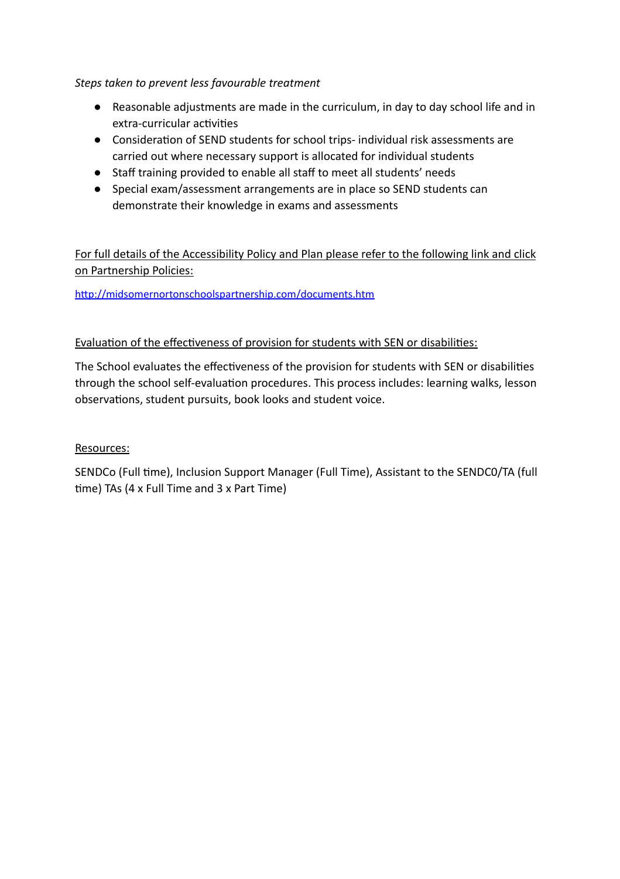*Steps taken to prevent less favourable treatment*

- Reasonable adjustments are made in the curriculum, in day to day school life and in extra-curricular activities
- Consideration of SEND students for school trips- individual risk assessments are carried out where necessary support is allocated for individual students
- Staff training provided to enable all staff to meet all students' needs
- Special exam/assessment arrangements are in place so SEND students can demonstrate their knowledge in exams and assessments

<u>For full details of the Accessibility Policy and Plan please refer to the following link and click on Partnership Policies:</u>

[http://midsomernortonschoolspartnership.com/documents.htm](http://midsomernortonschoolspartnership.com/documents.htm)

<u>Evaluation of the effectiveness of provision for students with SEN or disabilities:</u>

The School evaluates the effectiveness of the provision for students with SEN or disabilities through the school self-evaluation procedures. This process includes: learning walks, lesson observations, student pursuits, book looks and student voice.

<u>Resources:</u>

SENDCo (Full time), Inclusion Support Manager (Full Time), Assistant to the SENDC0/TA (full time) TAs (4 x Full Time and 3 x Part Time)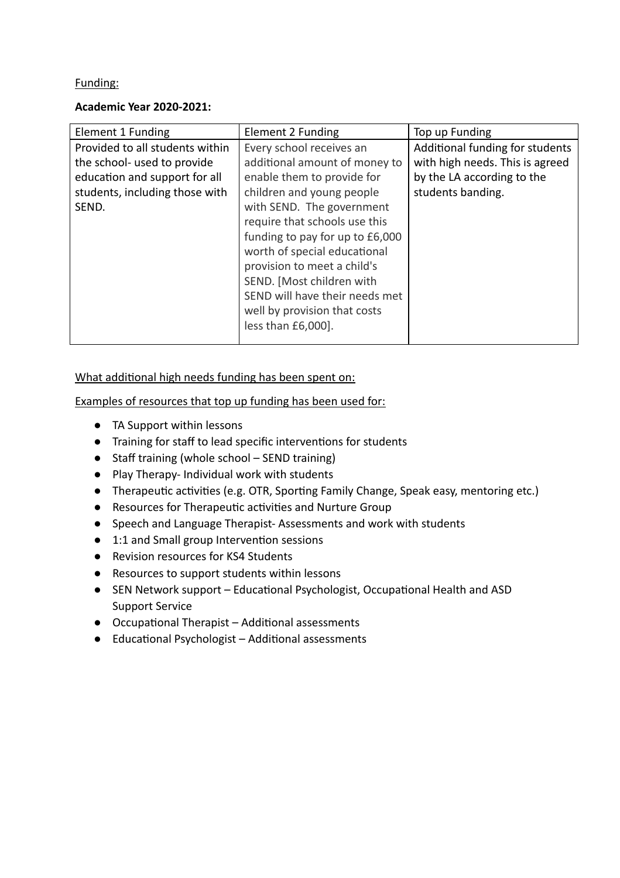Funding:

**Academic Year 2020-2021:**

| Element 1 Funding | Element 2 Funding | Top up Funding |
| --- | --- | --- |
| Provided to all students within the school- used to provide education and support for all students, including those with SEND. | Every school receives an additional amount of money to enable them to provide for children and young people with SEND. The government require that schools use this funding to pay for up to £6,000 worth of special educational provision to meet a child's SEND. [Most children with SEND will have their needs met well by provision that costs less than £6,000]. | Additional funding for students with high needs. This is agreed by the LA according to the students banding. |

What additional high needs funding has been spent on:

Examples of resources that top up funding has been used for:

- TA Support within lessons
- Training for staff to lead specific interventions for students
- Staff training (whole school – SEND training)
- Play Therapy- Individual work with students
- Therapeutic activities (e.g. OTR, Sporting Family Change, Speak easy, mentoring etc.)
- Resources for Therapeutic activities and Nurture Group
- Speech and Language Therapist- Assessments and work with students
- 1:1 and Small group Intervention sessions
- Revision resources for KS4 Students
- Resources to support students within lessons
- SEN Network support – Educational Psychologist, Occupational Health and ASD Support Service
- Occupational Therapist – Additional assessments
- Educational Psychologist – Additional assessments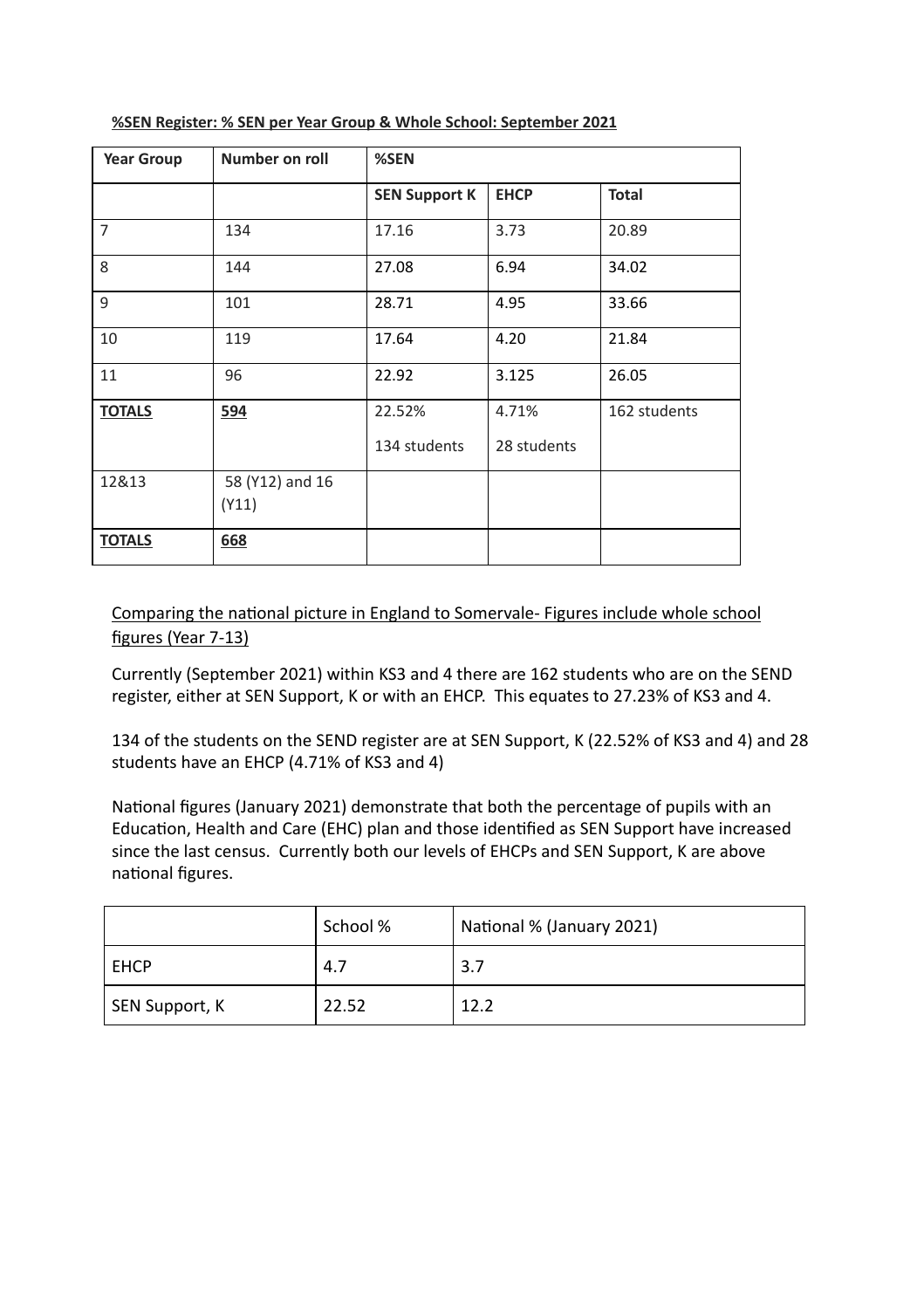**%SEN Register: % SEN per Year Group & Whole School: September 2021**

| Year Group | Number on roll | %SEN | | |
|---|---|---|---|---|
| | | **SEN Support K** | **EHCP** | **Total** |
| 7 | 134 | 17.16 | 3.73 | 20.89 |
| 8 | 144 | 27.08 | 6.94 | 34.02 |
| 9 | 101 | 28.71 | 4.95 | 33.66 |
| 10 | 119 | 17.64 | 4.20 | 21.84 |
| 11 | 96 | 22.92 | 3.125 | 26.05 |
| **TOTALS** | **594** | 22.52% 134 students | 4.71% 28 students | 162 students |
| 12&13 | 58 (Y12) and 16 (Y11) | | | |
| **TOTALS** | **668** | | | |

Comparing the national picture in England to Somervale- Figures include whole school figures (Year 7-13)

Currently (September 2021) within KS3 and 4 there are 162 students who are on the SEND register, either at SEN Support, K or with an EHCP. This equates to 27.23% of KS3 and 4.

134 of the students on the SEND register are at SEN Support, K (22.52% of KS3 and 4) and 28 students have an EHCP (4.71% of KS3 and 4)

National figures (January 2021) demonstrate that both the percentage of pupils with an Education, Health and Care (EHC) plan and those identified as SEN Support have increased since the last census. Currently both our levels of EHCPs and SEN Support, K are above national figures.

| | School % | National % (January 2021) |
|---|---|---|
| EHCP | 4.7 | 3.7 |
| SEN Support, K | 22.52 | 12.2 |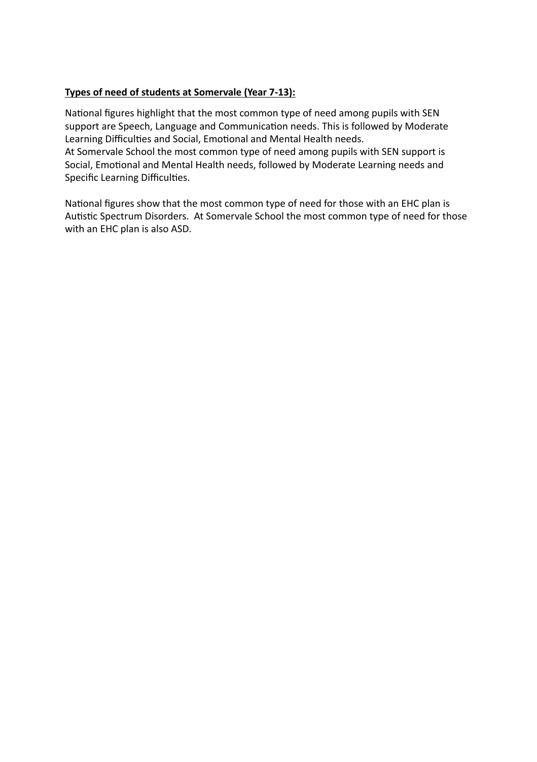**Types of need of students at Somervale (Year 7-13):**

National figures highlight that the most common type of need among pupils with SEN support are Speech, Language and Communication needs. This is followed by Moderate Learning Difficulties and Social, Emotional and Mental Health needs.
At Somervale School the most common type of need among pupils with SEN support is Social, Emotional and Mental Health needs, followed by Moderate Learning needs and Specific Learning Difficulties.

National figures show that the most common type of need for those with an EHC plan is Autistic Spectrum Disorders. At Somervale School the most common type of need for those with an EHC plan is also ASD.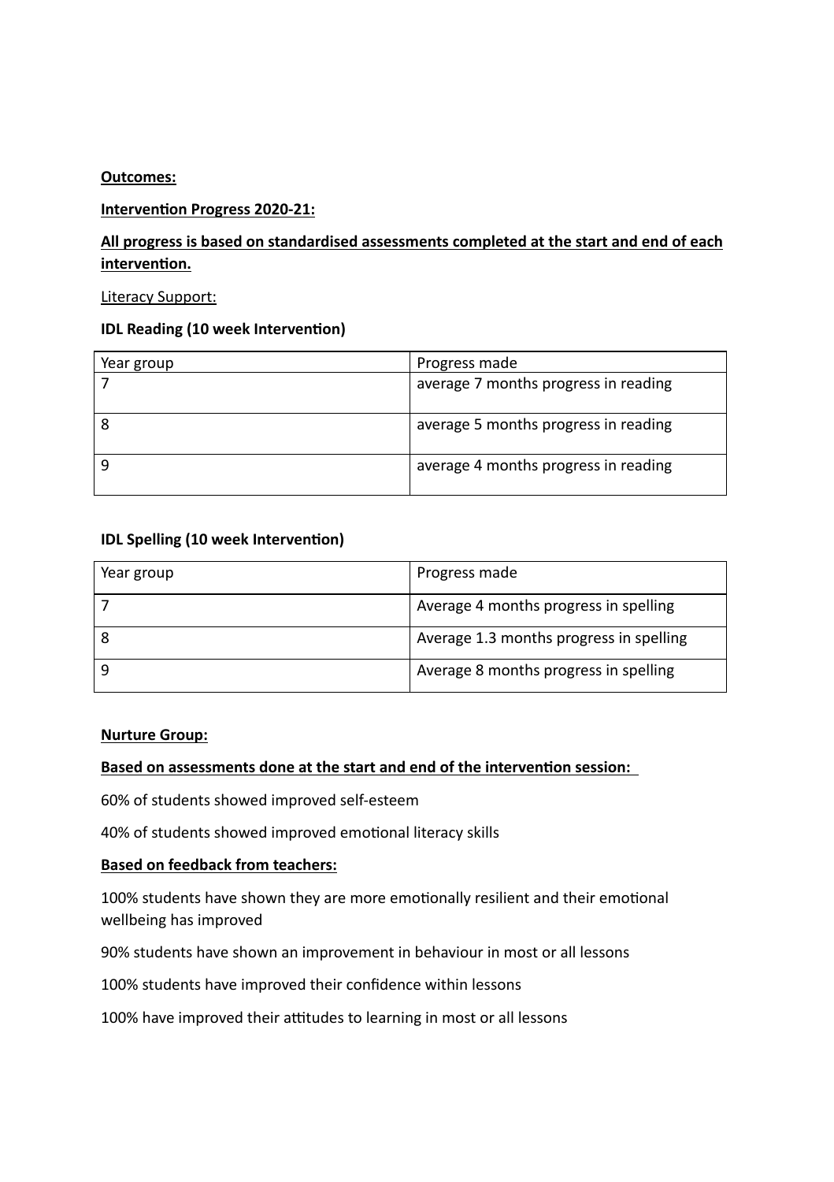**Outcomes:**

**Intervention Progress 2020-21:**

**All progress is based on standardised assessments completed at the start and end of each intervention.**

Literacy Support:

**IDL Reading (10 week Intervention)**

| Year group | Progress made |
|---|---|
| 7 | average 7 months progress in reading |
| 8 | average 5 months progress in reading |
| 9 | average 4 months progress in reading |

**IDL Spelling (10 week Intervention)**

| Year group | Progress made |
|---|---|
| 7 | Average 4 months progress in spelling |
| 8 | Average 1.3 months progress in spelling |
| 9 | Average 8 months progress in spelling |

**Nurture Group:**

**Based on assessments done at the start and end of the intervention session:**

60% of students showed improved self-esteem

40% of students showed improved emotional literacy skills

**Based on feedback from teachers:**

100% students have shown they are more emotionally resilient and their emotional wellbeing has improved

90% students have shown an improvement in behaviour in most or all lessons

100% students have improved their confidence within lessons

100% have improved their attitudes to learning in most or all lessons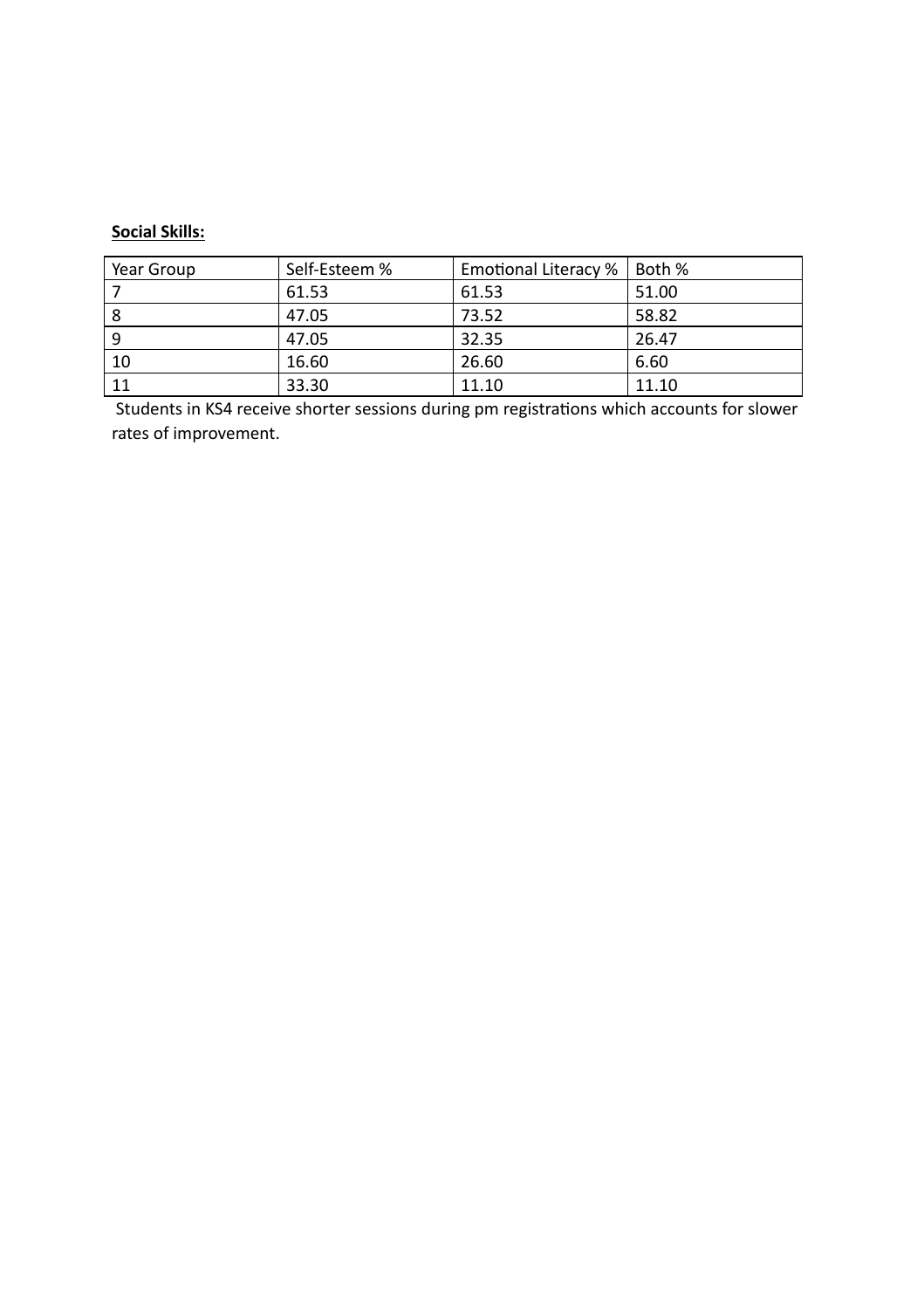**Social Skills:**

| Year Group | Self-Esteem % | Emotional Literacy % | Both % |
|---|---|---|---|
| 7 | 61.53 | 61.53 | 51.00 |
| 8 | 47.05 | 73.52 | 58.82 |
| 9 | 47.05 | 32.35 | 26.47 |
| 10 | 16.60 | 26.60 | 6.60 |
| 11 | 33.30 | 11.10 | 11.10 |

Students in KS4 receive shorter sessions during pm registrations which accounts for slower rates of improvement.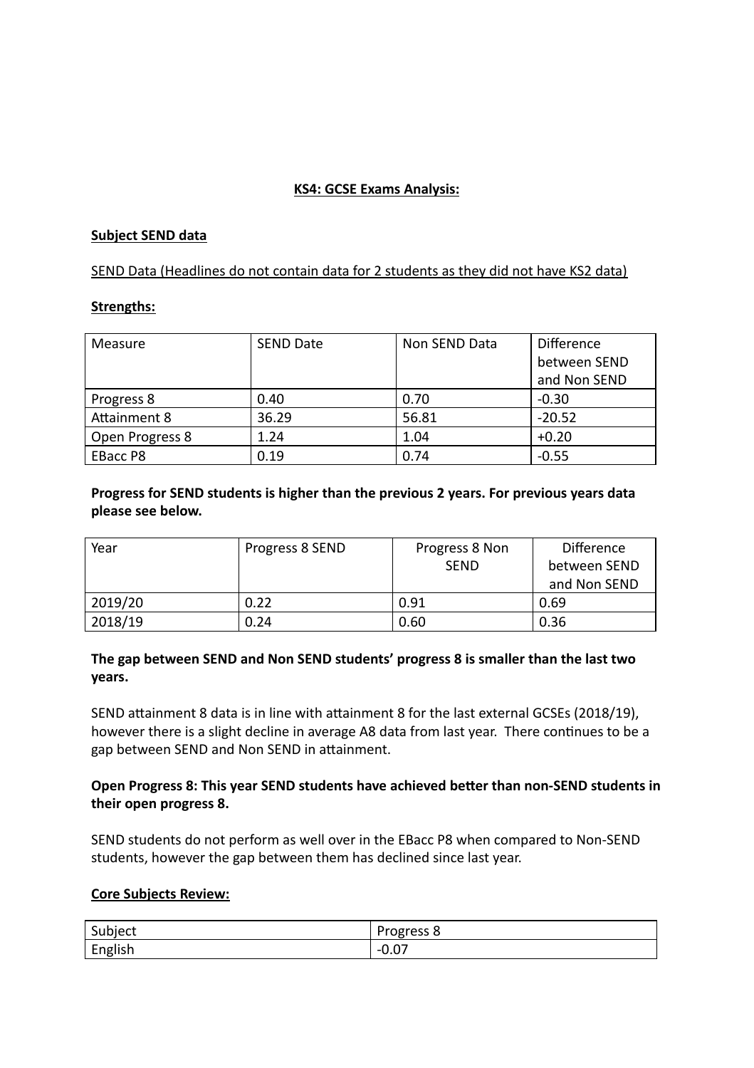**KS4: GCSE Exams Analysis:**

**Subject SEND data**

SEND Data (Headlines do not contain data for 2 students as they did not have KS2 data)

**Strengths:**

| Measure | SEND Date | Non SEND Data | Difference between SEND and Non SEND |
|---|---|---|---|
| Progress 8 | 0.40 | 0.70 | -0.30 |
| Attainment 8 | 36.29 | 56.81 | -20.52 |
| Open Progress 8 | 1.24 | 1.04 | +0.20 |
| EBacc P8 | 0.19 | 0.74 | -0.55 |

**Progress for SEND students is higher than the previous 2 years. For previous years data please see below.**

| Year | Progress 8 SEND | Progress 8 Non SEND | Difference between SEND and Non SEND |
|---|---|---|---|
| 2019/20 | 0.22 | 0.91 | 0.69 |
| 2018/19 | 0.24 | 0.60 | 0.36 |

**The gap between SEND and Non SEND students' progress 8 is smaller than the last two years.**

SEND attainment 8 data is in line with attainment 8 for the last external GCSEs (2018/19), however there is a slight decline in average A8 data from last year. There continues to be a gap between SEND and Non SEND in attainment.

**Open Progress 8: This year SEND students have achieved better than non-SEND students in their open progress 8.**

SEND students do not perform as well over in the EBacc P8 when compared to Non-SEND students, however the gap between them has declined since last year.

**Core Subjects Review:**

| Subject | Progress 8 |
|---|---|
| English | -0.07 |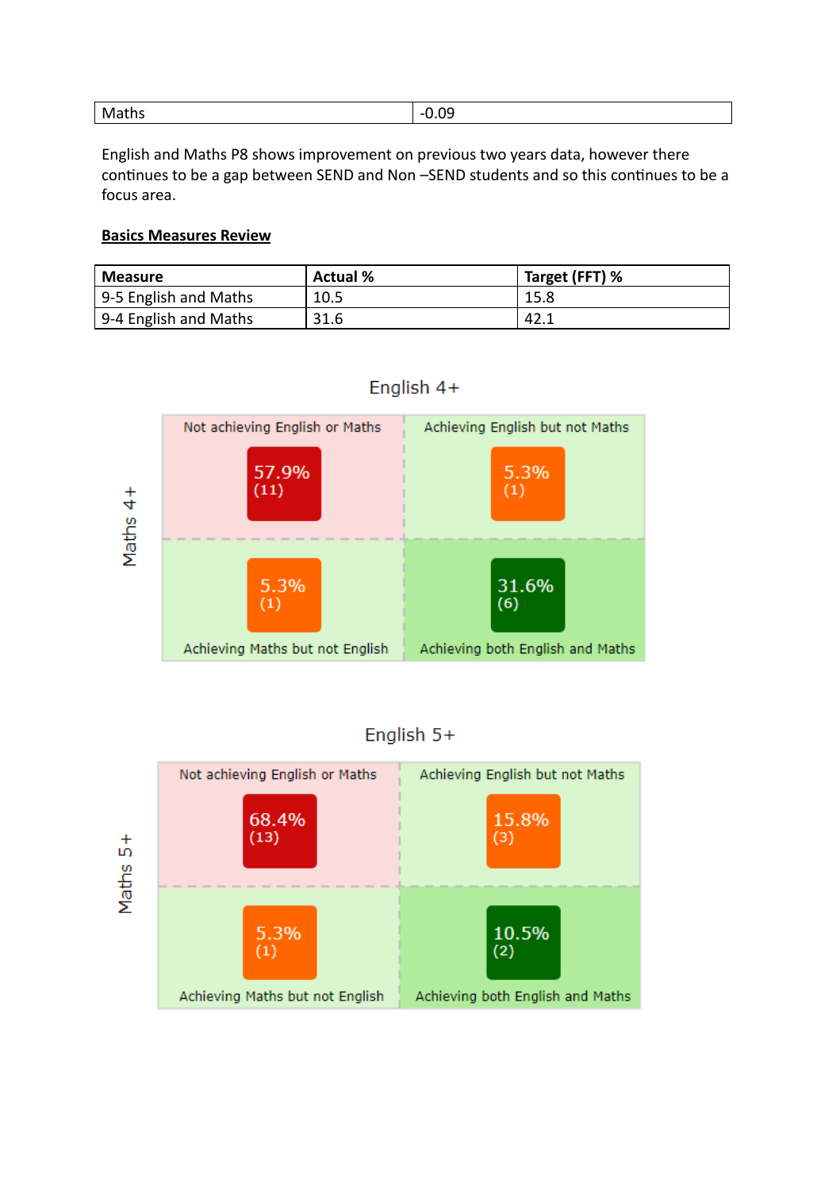| Maths | -0.09 |
|---|---|

English and Maths P8 shows improvement on previous two years data, however there continues to be a gap between SEND and Non –SEND students and so this continues to be a focus area.

**Basics Measures Review**

| Measure | Actual % | Target (FFT) % |
|---|---|---|
| 9-5 English and Maths | 10.5 | 15.8 |
| 9-4 English and Maths | 31.6 | 42.1 |

**English 4+** / **Maths 4+**

| Not achieving English or Maths | Achieving English but not Maths |
|---|---|
| 57.9% (11) | 5.3% (1) |
| **Achieving Maths but not English** | **Achieving both English and Maths** |
| 5.3% (1) | 31.6% (6) |

**English 5+** / **Maths 5+**

| Not achieving English or Maths | Achieving English but not Maths |
|---|---|
| 68.4% (13) | 15.8% (3) |
| **Achieving Maths but not English** | **Achieving both English and Maths** |
| 5.3% (1) | 10.5% (2) |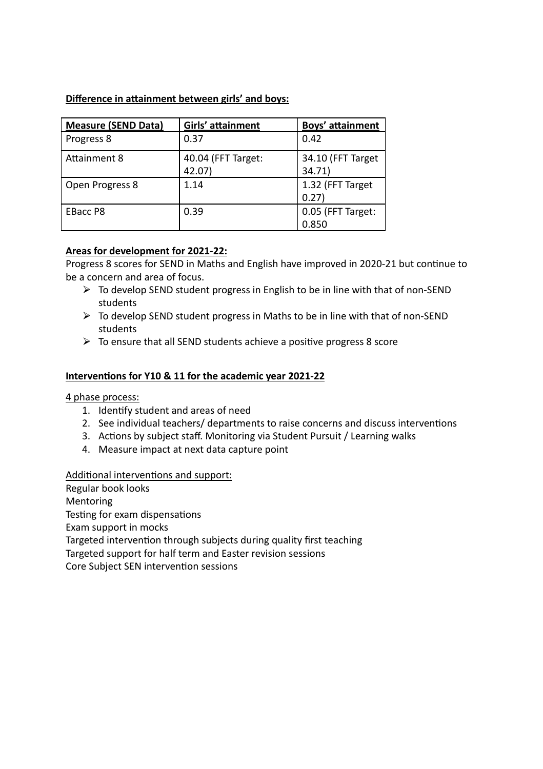**Difference in attainment between girls' and boys:**

| Measure (SEND Data) | Girls' attainment | Boys' attainment |
|---|---|---|
| Progress 8 | 0.37 | 0.42 |
| Attainment 8 | 40.04 (FFT Target: 42.07) | 34.10 (FFT Target 34.71) |
| Open Progress 8 | 1.14 | 1.32 (FFT Target 0.27) |
| EBacc P8 | 0.39 | 0.05 (FFT Target: 0.850 |

**Areas for development for 2021-22:**

Progress 8 scores for SEND in Maths and English have improved in 2020-21 but continue to be a concern and area of focus.

- To develop SEND student progress in English to be in line with that of non-SEND students
- To develop SEND student progress in Maths to be in line with that of non-SEND students
- To ensure that all SEND students achieve a positive progress 8 score

**Interventions for Y10 & 11 for the academic year 2021-22**

4 phase process:

1. Identify student and areas of need
2. See individual teachers/ departments to raise concerns and discuss interventions
3. Actions by subject staff. Monitoring via Student Pursuit / Learning walks
4. Measure impact at next data capture point

Additional interventions and support:

Regular book looks
Mentoring
Testing for exam dispensations
Exam support in mocks
Targeted intervention through subjects during quality first teaching
Targeted support for half term and Easter revision sessions
Core Subject SEN intervention sessions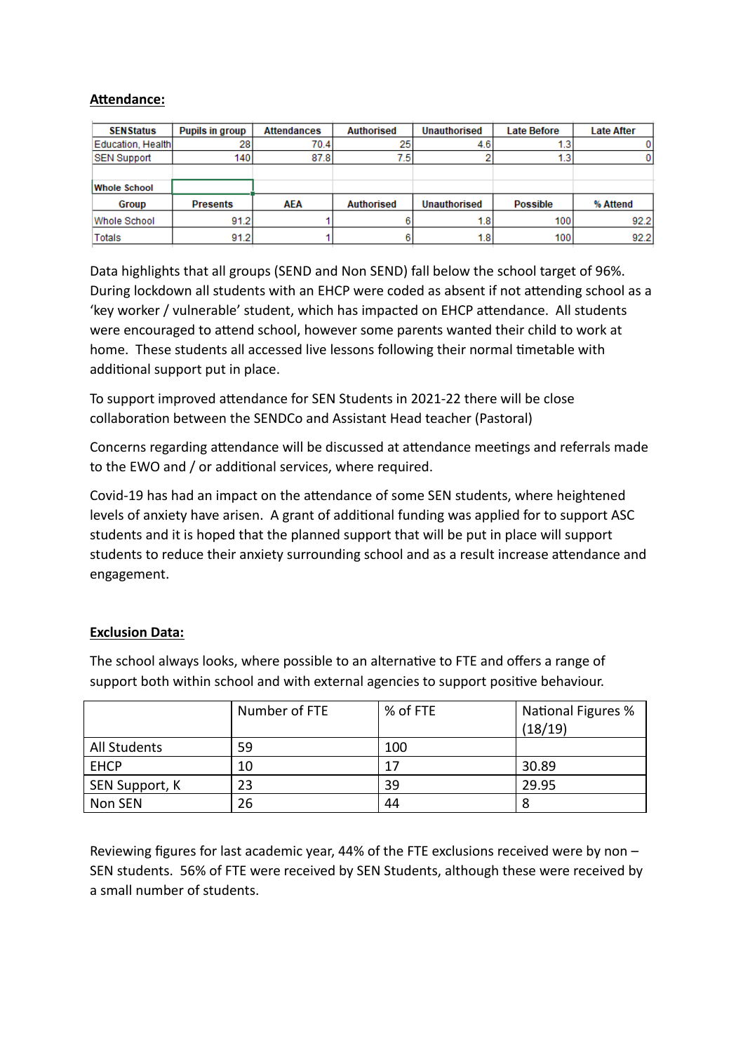**Attendance:**

| SEN Status | Pupils in group | Attendances | Authorised | Unauthorised | Late Before | Late After |
|---|---|---|---|---|---|---|
| Education, Health | 28 | 70.4 | 25 | 4.6 | 1.3 | 0 |
| SEN Support | 140 | 87.8 | 7.5 | 2 | 1.3 | 0 |
| | | | | | | |
| **Whole School** | | | | | | |
| **Group** | **Presents** | **AEA** | **Authorised** | **Unauthorised** | **Possible** | **% Attend** |
| Whole School | 91.2 | 1 | 6 | 1.8 | 100 | 92.2 |
| Totals | 91.2 | 1 | 6 | 1.8 | 100 | 92.2 |

Data highlights that all groups (SEND and Non SEND) fall below the school target of 96%. During lockdown all students with an EHCP were coded as absent if not attending school as a 'key worker / vulnerable' student, which has impacted on EHCP attendance. All students were encouraged to attend school, however some parents wanted their child to work at home. These students all accessed live lessons following their normal timetable with additional support put in place.

To support improved attendance for SEN Students in 2021-22 there will be close collaboration between the SENDCo and Assistant Head teacher (Pastoral)

Concerns regarding attendance will be discussed at attendance meetings and referrals made to the EWO and / or additional services, where required.

Covid-19 has had an impact on the attendance of some SEN students, where heightened levels of anxiety have arisen. A grant of additional funding was applied for to support ASC students and it is hoped that the planned support that will be put in place will support students to reduce their anxiety surrounding school and as a result increase attendance and engagement.

**Exclusion Data:**

The school always looks, where possible to an alternative to FTE and offers a range of support both within school and with external agencies to support positive behaviour.

| | Number of FTE | % of FTE | National Figures % (18/19) |
|---|---|---|---|
| All Students | 59 | 100 | |
| EHCP | 10 | 17 | 30.89 |
| SEN Support, K | 23 | 39 | 29.95 |
| Non SEN | 26 | 44 | 8 |

Reviewing figures for last academic year, 44% of the FTE exclusions received were by non – SEN students. 56% of FTE were received by SEN Students, although these were received by a small number of students.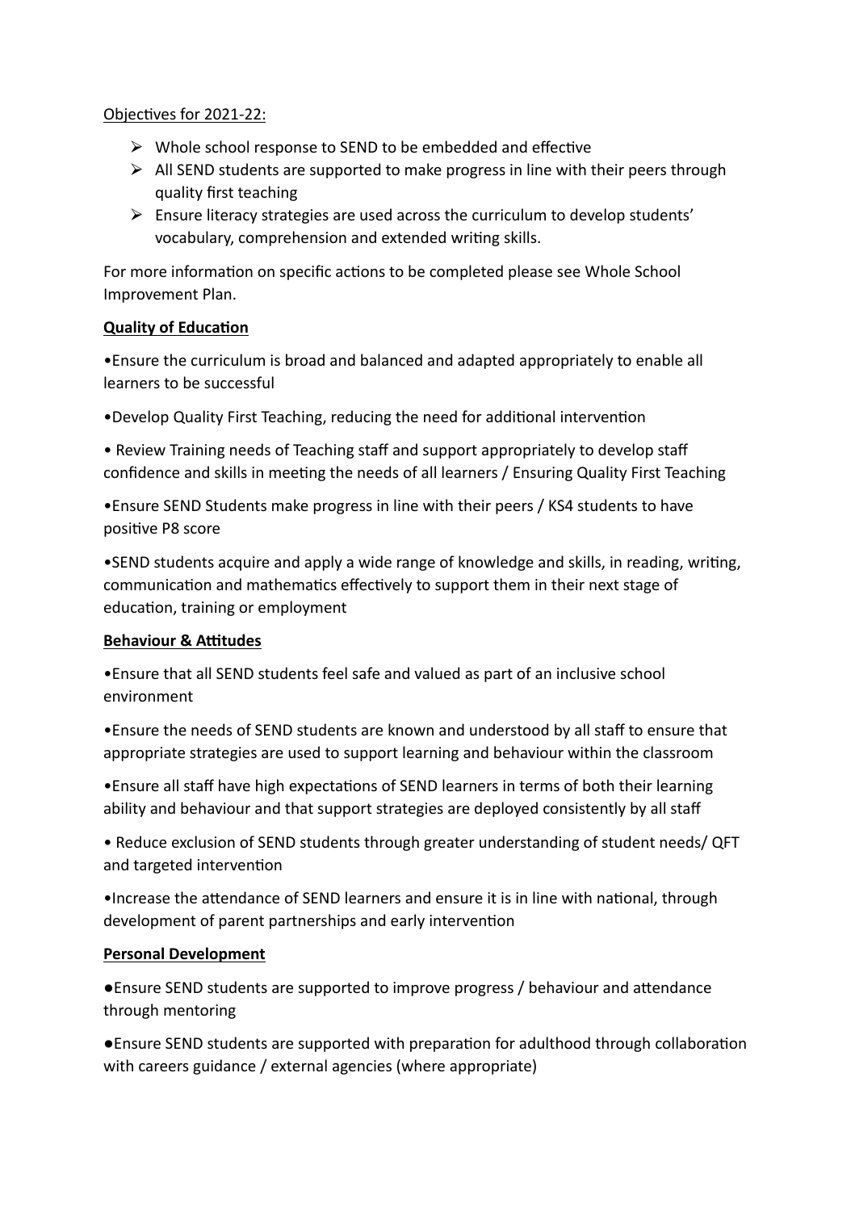Objectives for 2021-22:

- Whole school response to SEND to be embedded and effective
- All SEND students are supported to make progress in line with their peers through quality first teaching
- Ensure literacy strategies are used across the curriculum to develop students' vocabulary, comprehension and extended writing skills.

For more information on specific actions to be completed please see Whole School Improvement Plan.

**Quality of Education**

- Ensure the curriculum is broad and balanced and adapted appropriately to enable all learners to be successful
- Develop Quality First Teaching, reducing the need for additional intervention
- Review Training needs of Teaching staff and support appropriately to develop staff confidence and skills in meeting the needs of all learners / Ensuring Quality First Teaching
- Ensure SEND Students make progress in line with their peers / KS4 students to have positive P8 score
- SEND students acquire and apply a wide range of knowledge and skills, in reading, writing, communication and mathematics effectively to support them in their next stage of education, training or employment

**Behaviour & Attitudes**

- Ensure that all SEND students feel safe and valued as part of an inclusive school environment
- Ensure the needs of SEND students are known and understood by all staff to ensure that appropriate strategies are used to support learning and behaviour within the classroom
- Ensure all staff have high expectations of SEND learners in terms of both their learning ability and behaviour and that support strategies are deployed consistently by all staff
- Reduce exclusion of SEND students through greater understanding of student needs/ QFT and targeted intervention
- Increase the attendance of SEND learners and ensure it is in line with national, through development of parent partnerships and early intervention

**Personal Development**

- Ensure SEND students are supported to improve progress / behaviour and attendance through mentoring
- Ensure SEND students are supported with preparation for adulthood through collaboration with careers guidance / external agencies (where appropriate)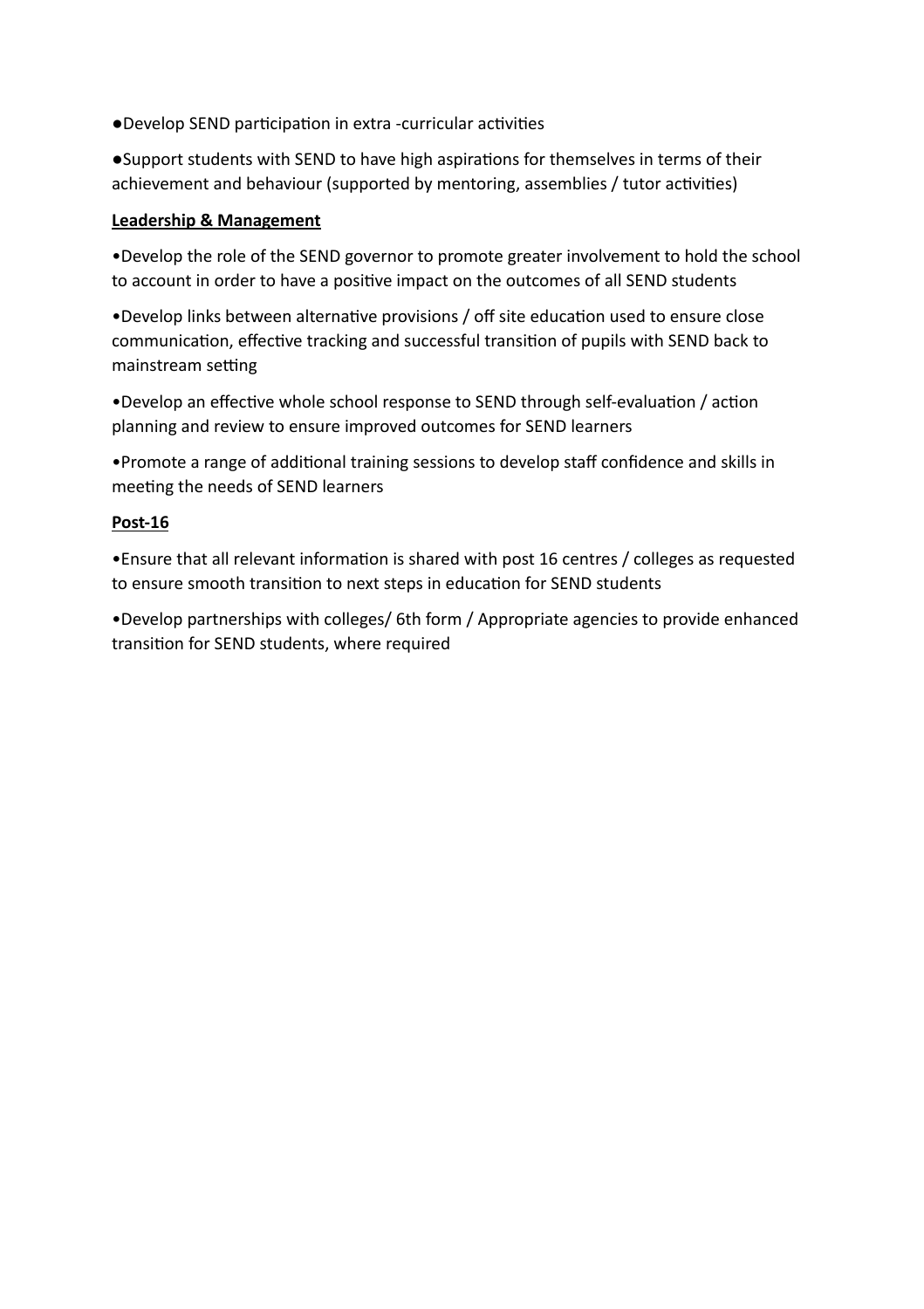●Develop SEND participation in extra -curricular activities

●Support students with SEND to have high aspirations for themselves in terms of their achievement and behaviour (supported by mentoring, assemblies / tutor activities)

**<u>Leadership & Management</u>**

•Develop the role of the SEND governor to promote greater involvement to hold the school to account in order to have a positive impact on the outcomes of all SEND students

•Develop links between alternative provisions / off site education used to ensure close communication, effective tracking and successful transition of pupils with SEND back to mainstream setting

•Develop an effective whole school response to SEND through self-evaluation / action planning and review to ensure improved outcomes for SEND learners

•Promote a range of additional training sessions to develop staff confidence and skills in meeting the needs of SEND learners

**<u>Post-16</u>**

•Ensure that all relevant information is shared with post 16 centres / colleges as requested to ensure smooth transition to next steps in education for SEND students

•Develop partnerships with colleges/ 6th form / Appropriate agencies to provide enhanced transition for SEND students, where required